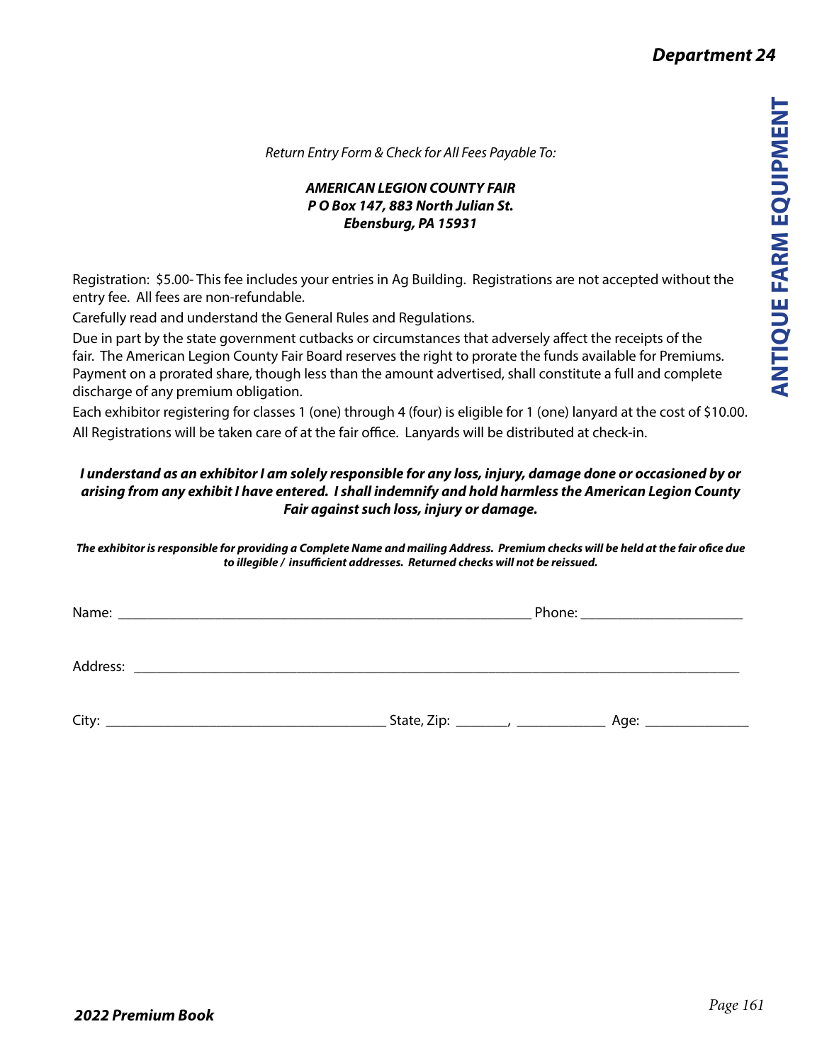# Department 24

## ANTIQUE FARM EQUIPMENT

*Return Entry Form & Check for All Fees Payable To:*

***AMERICAN LEGION COUNTY FAIR***
***P O Box 147, 883 North Julian St.***
***Ebensburg, PA 15931***

Registration: $5.00- This fee includes your entries in Ag Building. Registrations are not accepted without the entry fee. All fees are non-refundable.

Carefully read and understand the General Rules and Regulations.

Due in part by the state government cutbacks or circumstances that adversely affect the receipts of the fair. The American Legion County Fair Board reserves the right to prorate the funds available for Premiums. Payment on a prorated share, though less than the amount advertised, shall constitute a full and complete discharge of any premium obligation.

Each exhibitor registering for classes 1 (one) through 4 (four) is eligible for 1 (one) lanyard at the cost of $10.00.

All Registrations will be taken care of at the fair office. Lanyards will be distributed at check-in.

***I understand as an exhibitor I am solely responsible for any loss, injury, damage done or occasioned by or arising from any exhibit I have entered. I shall indemnify and hold harmless the American Legion County Fair against such loss, injury or damage.***

***The exhibitor is responsible for providing a Complete Name and mailing Address. Premium checks will be held at the fair ofice due to illegible / insufficient addresses. Returned checks will not be reissued.***

Name: ______________________________________________________ Phone: _____________________

Address: ________________________________________________________________________________

City: ____________________________________ State, Zip: _______, ___________ Age: _____________

2022 Premium Book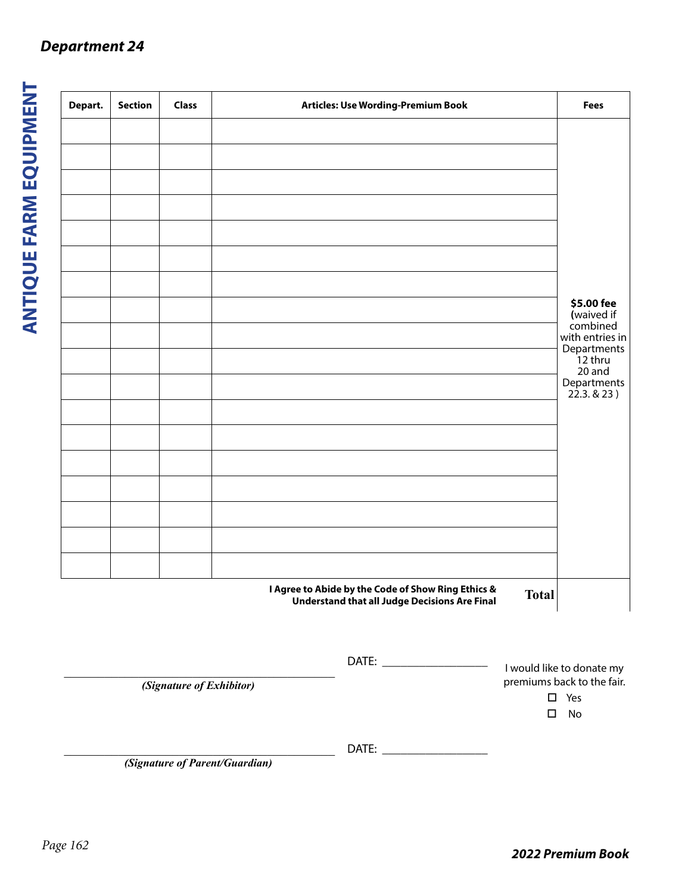## Department 24

## ANTIQUE FARM EQUIPMENT

| Depart. | Section | Class | Articles: Use Wording-Premium Book | Fees |
|---|---|---|---|---|
| | | | | **$5.00 fee** (waived if combined with entries in Departments 12 thru 20 and Departments 22.3. & 23 ) |
| | | | | |
| | | | | |
| | | | | |
| | | | | |
| | | | | |
| | | | | |
| | | | | |
| | | | | |
| | | | | |
| | | | | |
| | | | | |
| | | | | |
| | | | | |
| | | | | |
| | | | | |
| | | | | |
| | | | | |

**I Agree to Abide by the Code of Show Ring Ethics & Understand that all Judge Decisions Are Final** **Total** ______

______________________________ DATE: ______________
*(Signature of Exhibitor)*

I would like to donate my premiums back to the fair.
☐ Yes
☐ No

______________________________ DATE: ______________
*(Signature of Parent/Guardian)*